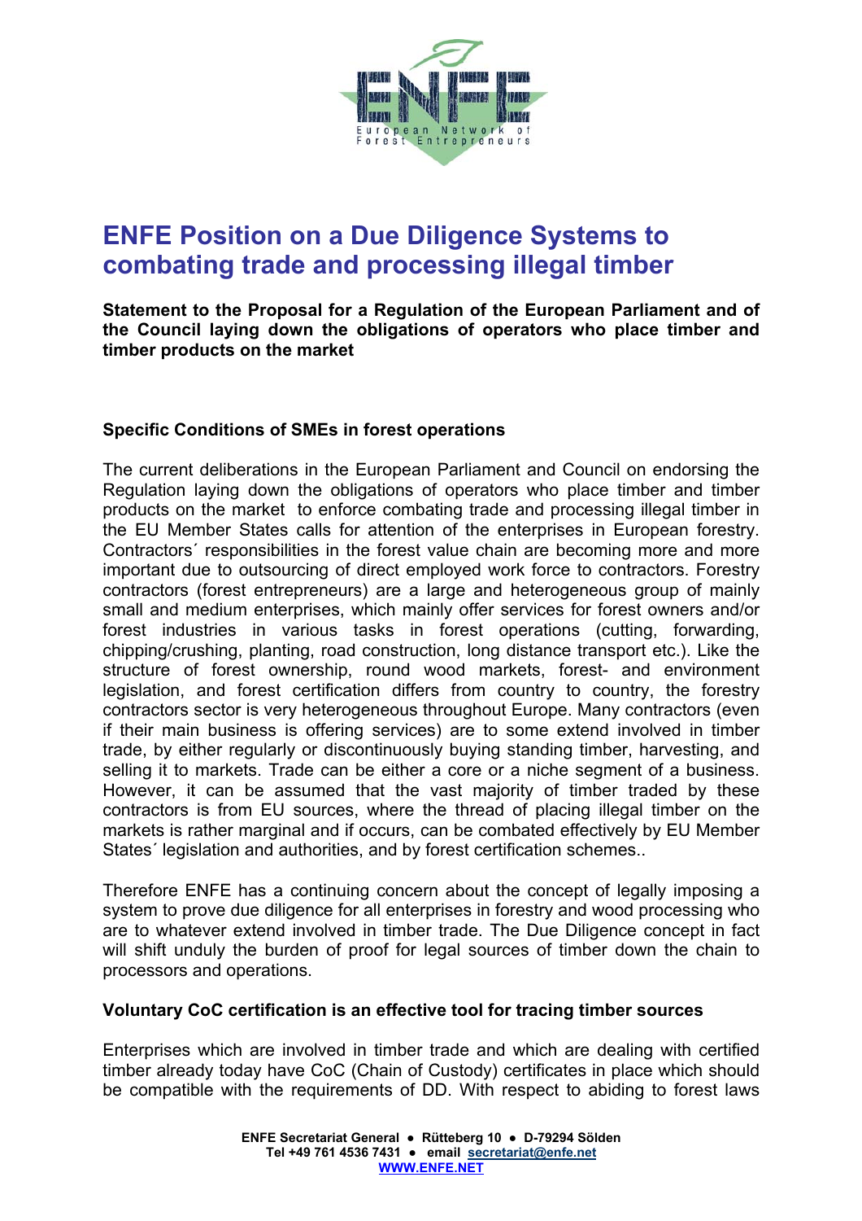# ENFE Position on a Due Diligence Systems to combating trade and processing illegal timber

**Statement to the Proposal for a Regulation of the European Parliament and of the Council laying down the obligations of operators who place timber and timber products on the market**

### Specific Conditions of SMEs in forest operations

The current deliberations in the European Parliament and Council on endorsing the Regulation laying down the obligations of operators who place timber and timber products on the market to enforce combating trade and processing illegal timber in the EU Member States calls for attention of the enterprises in European forestry. Contractors´ responsibilities in the forest value chain are becoming more and more important due to outsourcing of direct employed work force to contractors. Forestry contractors (forest entrepreneurs) are a large and heterogeneous group of mainly small and medium enterprises, which mainly offer services for forest owners and/or forest industries in various tasks in forest operations (cutting, forwarding, chipping/crushing, planting, road construction, long distance transport etc.). Like the structure of forest ownership, round wood markets, forest- and environment legislation, and forest certification differs from country to country, the forestry contractors sector is very heterogeneous throughout Europe. Many contractors (even if their main business is offering services) are to some extend involved in timber trade, by either regularly or discontinuously buying standing timber, harvesting, and selling it to markets. Trade can be either a core or a niche segment of a business. However, it can be assumed that the vast majority of timber traded by these contractors is from EU sources, where the thread of placing illegal timber on the markets is rather marginal and if occurs, can be combated effectively by EU Member States´ legislation and authorities, and by forest certification schemes..

Therefore ENFE has a continuing concern about the concept of legally imposing a system to prove due diligence for all enterprises in forestry and wood processing who are to whatever extend involved in timber trade. The Due Diligence concept in fact will shift unduly the burden of proof for legal sources of timber down the chain to processors and operations.

### Voluntary CoC certification is an effective tool for tracing timber sources

Enterprises which are involved in timber trade and which are dealing with certified timber already today have CoC (Chain of Custody) certificates in place which should be compatible with the requirements of DD. With respect to abiding to forest laws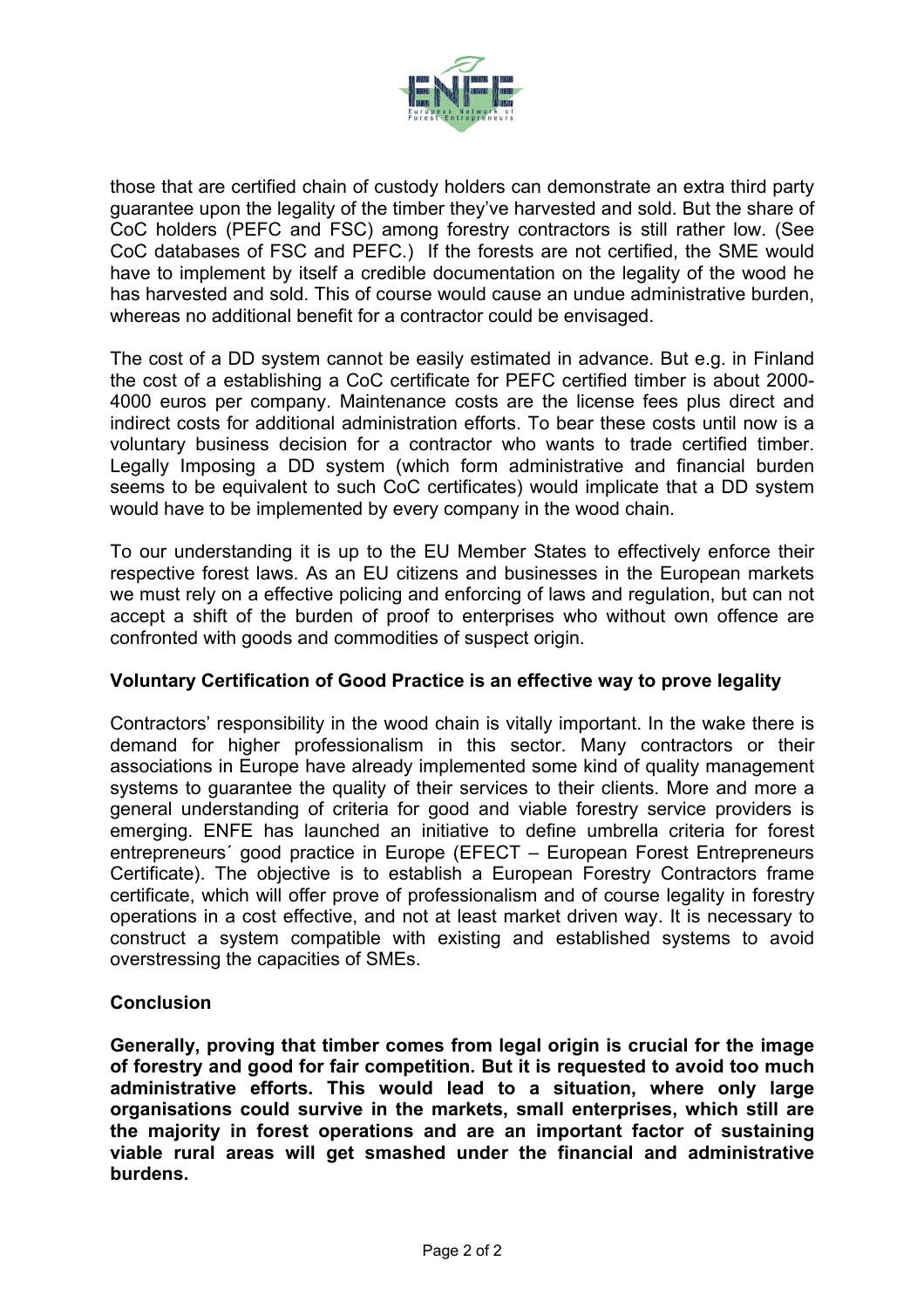those that are certified chain of custody holders can demonstrate an extra third party guarantee upon the legality of the timber they've harvested and sold. But the share of CoC holders (PEFC and FSC) among forestry contractors is still rather low. (See CoC databases of FSC and PEFC.) If the forests are not certified, the SME would have to implement by itself a credible documentation on the legality of the wood he has harvested and sold. This of course would cause an undue administrative burden, whereas no additional benefit for a contractor could be envisaged.

The cost of a DD system cannot be easily estimated in advance. But e.g. in Finland the cost of a establishing a CoC certificate for PEFC certified timber is about 2000-4000 euros per company. Maintenance costs are the license fees plus direct and indirect costs for additional administration efforts. To bear these costs until now is a voluntary business decision for a contractor who wants to trade certified timber. Legally Imposing a DD system (which form administrative and financial burden seems to be equivalent to such CoC certificates) would implicate that a DD system would have to be implemented by every company in the wood chain.

To our understanding it is up to the EU Member States to effectively enforce their respective forest laws. As an EU citizens and businesses in the European markets we must rely on a effective policing and enforcing of laws and regulation, but can not accept a shift of the burden of proof to enterprises who without own offence are confronted with goods and commodities of suspect origin.

**Voluntary Certification of Good Practice is an effective way to prove legality**

Contractors' responsibility in the wood chain is vitally important. In the wake there is demand for higher professionalism in this sector. Many contractors or their associations in Europe have already implemented some kind of quality management systems to guarantee the quality of their services to their clients. More and more a general understanding of criteria for good and viable forestry service providers is emerging. ENFE has launched an initiative to define umbrella criteria for forest entrepreneurs´ good practice in Europe (EFECT – European Forest Entrepreneurs Certificate). The objective is to establish a European Forestry Contractors frame certificate, which will offer prove of professionalism and of course legality in forestry operations in a cost effective, and not at least market driven way. It is necessary to construct a system compatible with existing and established systems to avoid overstressing the capacities of SMEs.

**Conclusion**

**Generally, proving that timber comes from legal origin is crucial for the image of forestry and good for fair competition. But it is requested to avoid too much administrative efforts. This would lead to a situation, where only large organisations could survive in the markets, small enterprises, which still are the majority in forest operations and are an important factor of sustaining viable rural areas will get smashed under the financial and administrative burdens.**